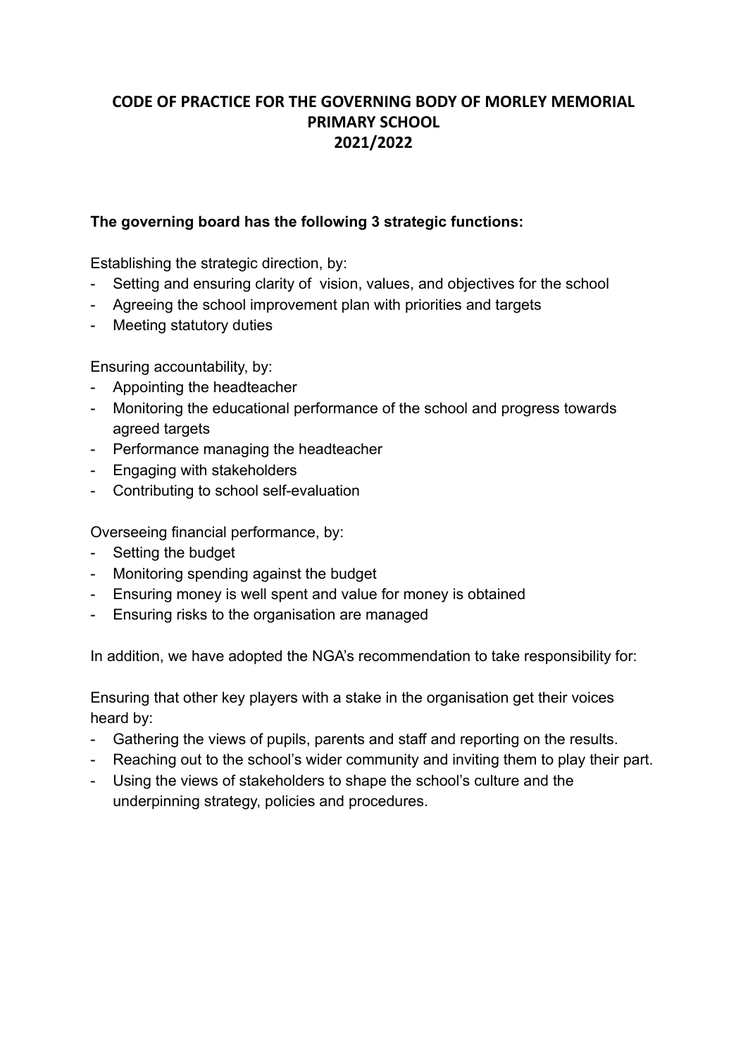# CODE OF PRACTICE FOR THE GOVERNING BODY OF MORLEY MEMORIAL PRIMARY SCHOOL 2021/2022

**The governing board has the following 3 strategic functions:**

Establishing the strategic direction, by:

- Setting and ensuring clarity of vision, values, and objectives for the school
- Agreeing the school improvement plan with priorities and targets
- Meeting statutory duties

Ensuring accountability, by:

- Appointing the headteacher
- Monitoring the educational performance of the school and progress towards agreed targets
- Performance managing the headteacher
- Engaging with stakeholders
- Contributing to school self-evaluation

Overseeing financial performance, by:

- Setting the budget
- Monitoring spending against the budget
- Ensuring money is well spent and value for money is obtained
- Ensuring risks to the organisation are managed

In addition, we have adopted the NGA's recommendation to take responsibility for:

Ensuring that other key players with a stake in the organisation get their voices heard by:

- Gathering the views of pupils, parents and staff and reporting on the results.
- Reaching out to the school's wider community and inviting them to play their part.
- Using the views of stakeholders to shape the school's culture and the underpinning strategy, policies and procedures.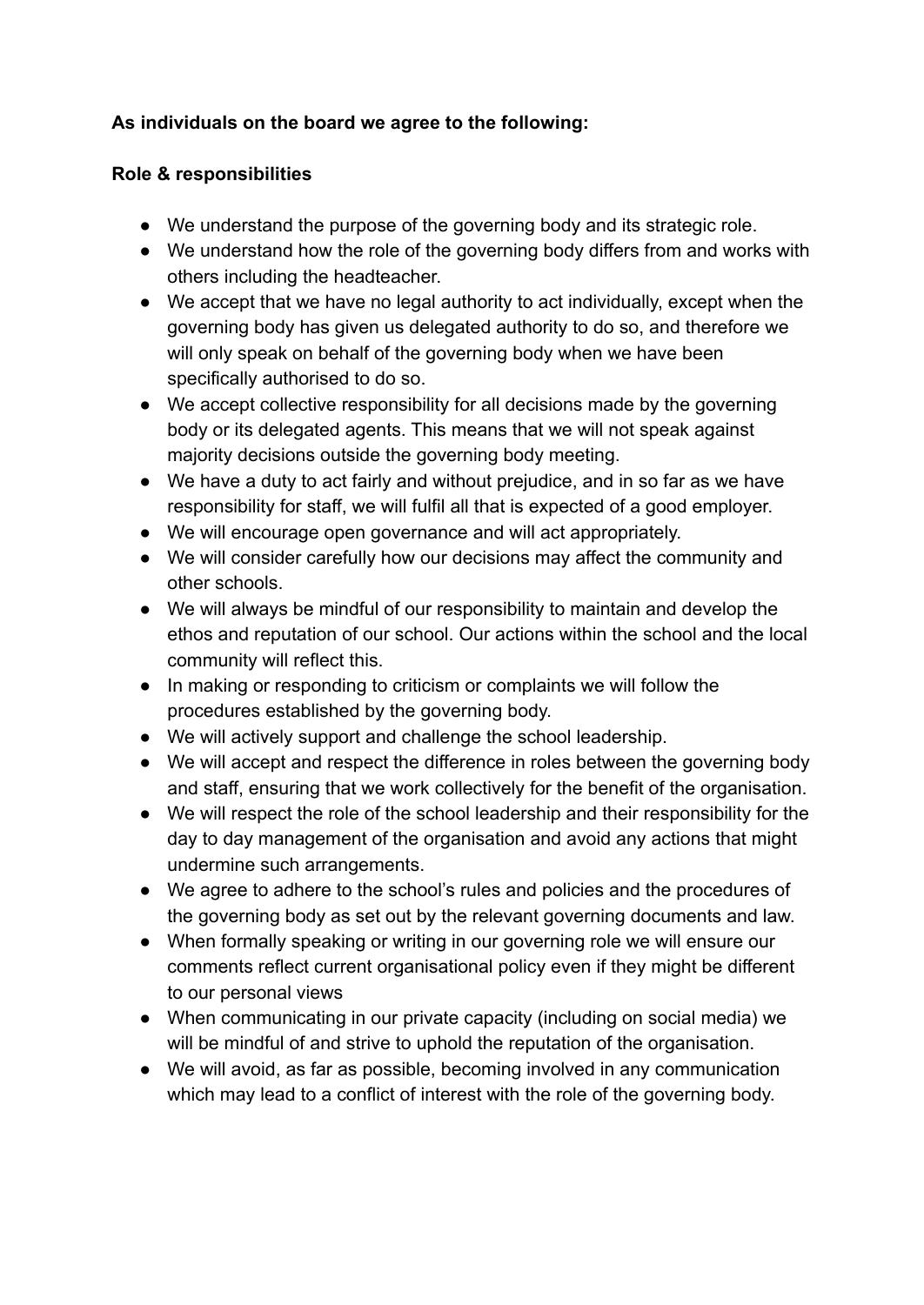**As individuals on the board we agree to the following:**

**Role & responsibilities**

- We understand the purpose of the governing body and its strategic role.
- We understand how the role of the governing body differs from and works with others including the headteacher.
- We accept that we have no legal authority to act individually, except when the governing body has given us delegated authority to do so, and therefore we will only speak on behalf of the governing body when we have been specifically authorised to do so.
- We accept collective responsibility for all decisions made by the governing body or its delegated agents. This means that we will not speak against majority decisions outside the governing body meeting.
- We have a duty to act fairly and without prejudice, and in so far as we have responsibility for staff, we will fulfil all that is expected of a good employer.
- We will encourage open governance and will act appropriately.
- We will consider carefully how our decisions may affect the community and other schools.
- We will always be mindful of our responsibility to maintain and develop the ethos and reputation of our school. Our actions within the school and the local community will reflect this.
- In making or responding to criticism or complaints we will follow the procedures established by the governing body.
- We will actively support and challenge the school leadership.
- We will accept and respect the difference in roles between the governing body and staff, ensuring that we work collectively for the benefit of the organisation.
- We will respect the role of the school leadership and their responsibility for the day to day management of the organisation and avoid any actions that might undermine such arrangements.
- We agree to adhere to the school's rules and policies and the procedures of the governing body as set out by the relevant governing documents and law.
- When formally speaking or writing in our governing role we will ensure our comments reflect current organisational policy even if they might be different to our personal views
- When communicating in our private capacity (including on social media) we will be mindful of and strive to uphold the reputation of the organisation.
- We will avoid, as far as possible, becoming involved in any communication which may lead to a conflict of interest with the role of the governing body.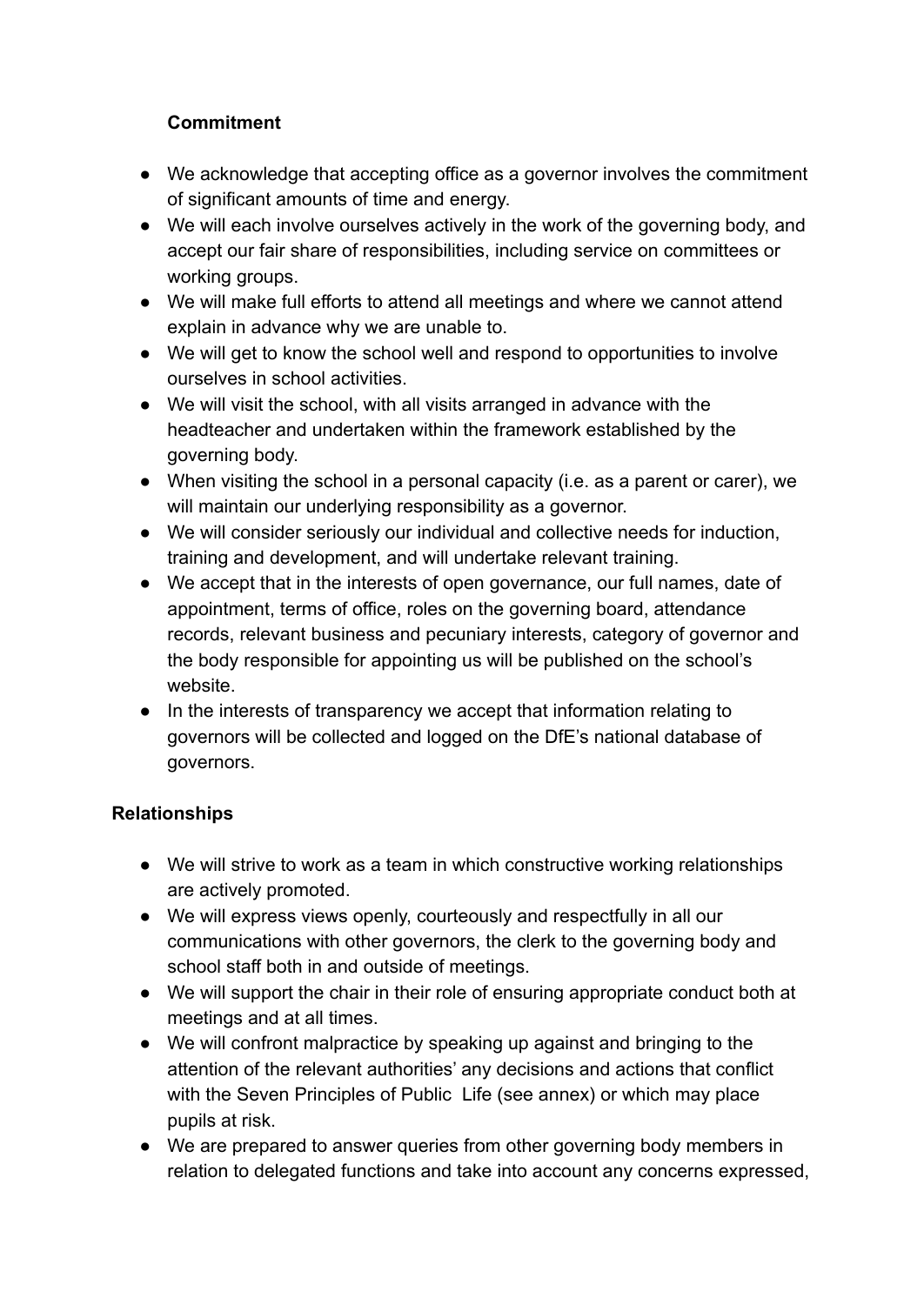**Commitment**

- We acknowledge that accepting office as a governor involves the commitment of significant amounts of time and energy.
- We will each involve ourselves actively in the work of the governing body, and accept our fair share of responsibilities, including service on committees or working groups.
- We will make full efforts to attend all meetings and where we cannot attend explain in advance why we are unable to.
- We will get to know the school well and respond to opportunities to involve ourselves in school activities.
- We will visit the school, with all visits arranged in advance with the headteacher and undertaken within the framework established by the governing body.
- When visiting the school in a personal capacity (i.e. as a parent or carer), we will maintain our underlying responsibility as a governor.
- We will consider seriously our individual and collective needs for induction, training and development, and will undertake relevant training.
- We accept that in the interests of open governance, our full names, date of appointment, terms of office, roles on the governing board, attendance records, relevant business and pecuniary interests, category of governor and the body responsible for appointing us will be published on the school's website.
- In the interests of transparency we accept that information relating to governors will be collected and logged on the DfE's national database of governors.

**Relationships**

- We will strive to work as a team in which constructive working relationships are actively promoted.
- We will express views openly, courteously and respectfully in all our communications with other governors, the clerk to the governing body and school staff both in and outside of meetings.
- We will support the chair in their role of ensuring appropriate conduct both at meetings and at all times.
- We will confront malpractice by speaking up against and bringing to the attention of the relevant authorities' any decisions and actions that conflict with the Seven Principles of Public Life (see annex) or which may place pupils at risk.
- We are prepared to answer queries from other governing body members in relation to delegated functions and take into account any concerns expressed,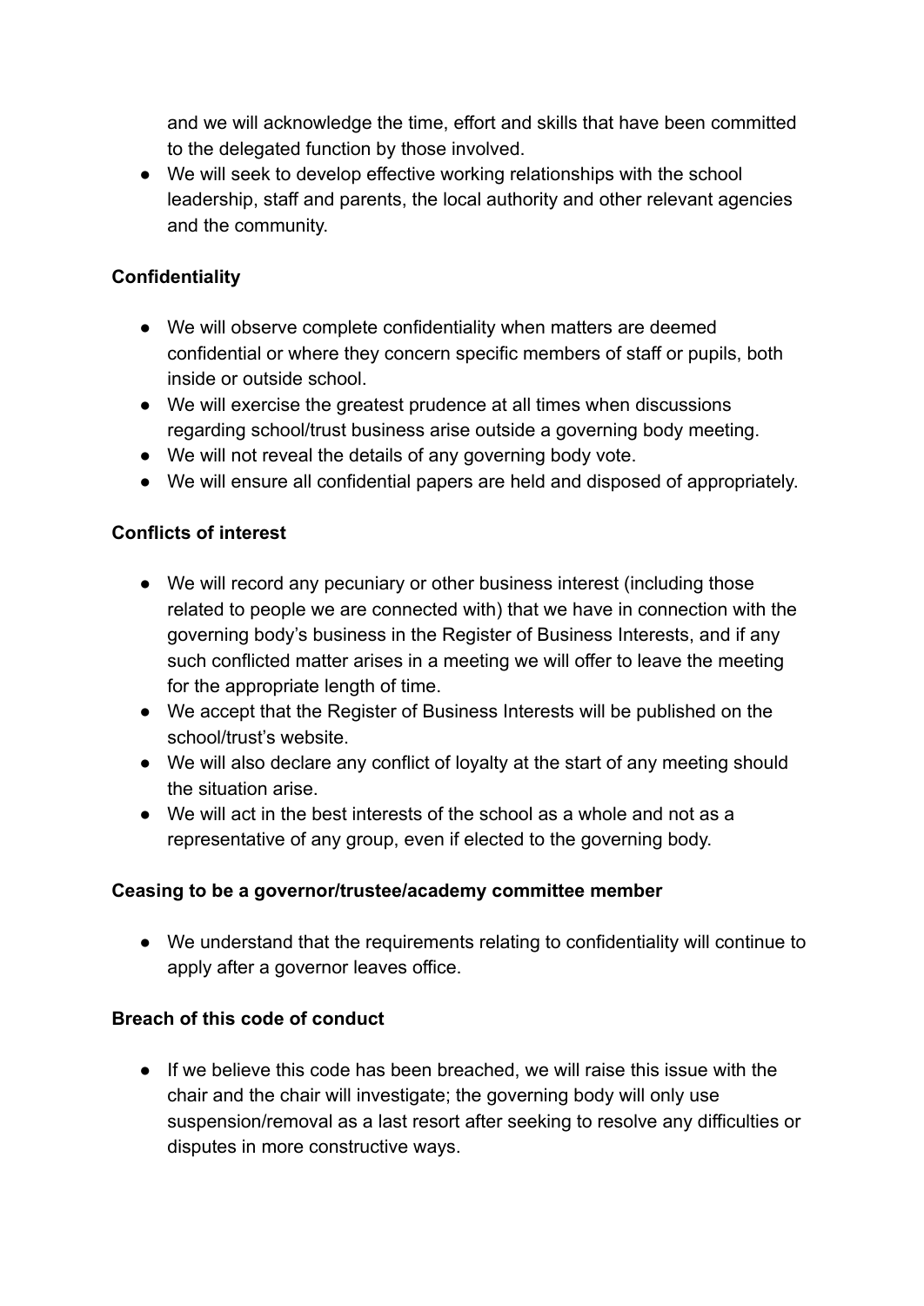and we will acknowledge the time, effort and skills that have been committed to the delegated function by those involved.

- We will seek to develop effective working relationships with the school leadership, staff and parents, the local authority and other relevant agencies and the community.

**Confidentiality**

- We will observe complete confidentiality when matters are deemed confidential or where they concern specific members of staff or pupils, both inside or outside school.
- We will exercise the greatest prudence at all times when discussions regarding school/trust business arise outside a governing body meeting.
- We will not reveal the details of any governing body vote.
- We will ensure all confidential papers are held and disposed of appropriately.

**Conflicts of interest**

- We will record any pecuniary or other business interest (including those related to people we are connected with) that we have in connection with the governing body's business in the Register of Business Interests, and if any such conflicted matter arises in a meeting we will offer to leave the meeting for the appropriate length of time.
- We accept that the Register of Business Interests will be published on the school/trust's website.
- We will also declare any conflict of loyalty at the start of any meeting should the situation arise.
- We will act in the best interests of the school as a whole and not as a representative of any group, even if elected to the governing body.

**Ceasing to be a governor/trustee/academy committee member**

- We understand that the requirements relating to confidentiality will continue to apply after a governor leaves office.

**Breach of this code of conduct**

- If we believe this code has been breached, we will raise this issue with the chair and the chair will investigate; the governing body will only use suspension/removal as a last resort after seeking to resolve any difficulties or disputes in more constructive ways.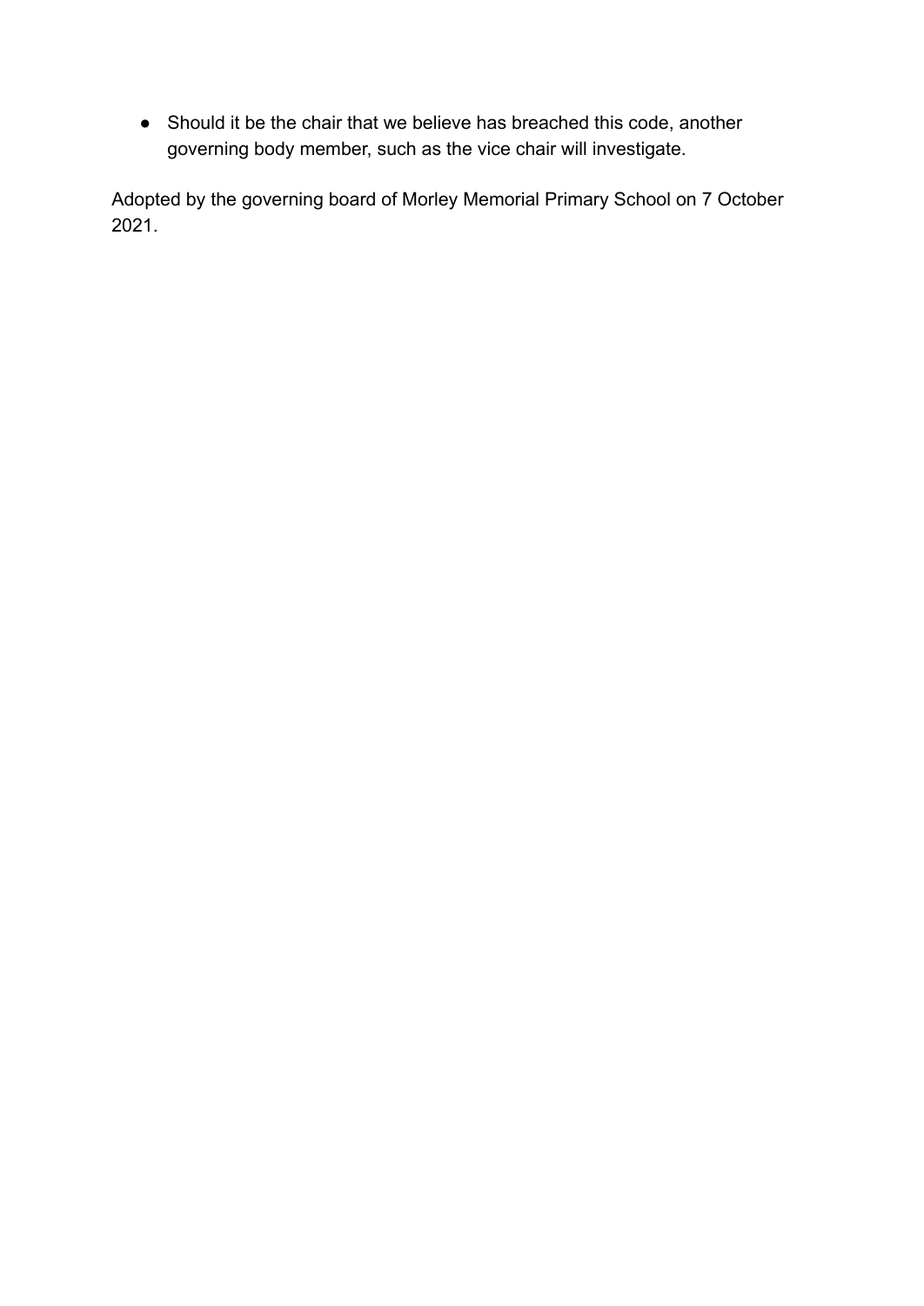- Should it be the chair that we believe has breached this code, another governing body member, such as the vice chair will investigate.

Adopted by the governing board of Morley Memorial Primary School on 7 October 2021.